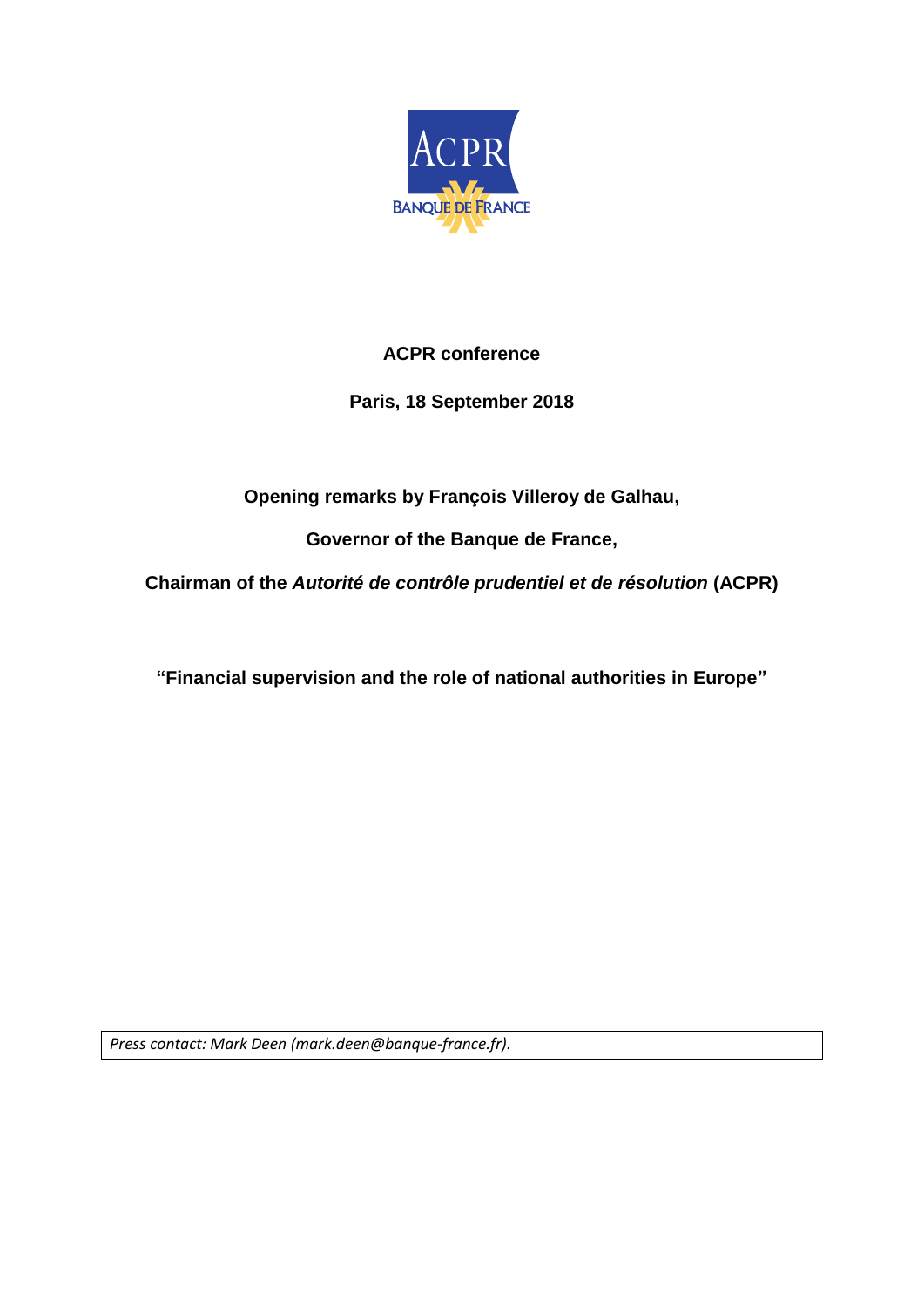**ACPR conference**

**Paris, 18 September 2018**

**Opening remarks by François Villeroy de Galhau,**

**Governor of the Banque de France,**

**Chairman of the *Autorité de contrôle prudentiel et de résolution* (ACPR)**

**"Financial supervision and the role of national authorities in Europe"**

*Press contact: Mark Deen (mark.deen@banque-france.fr).*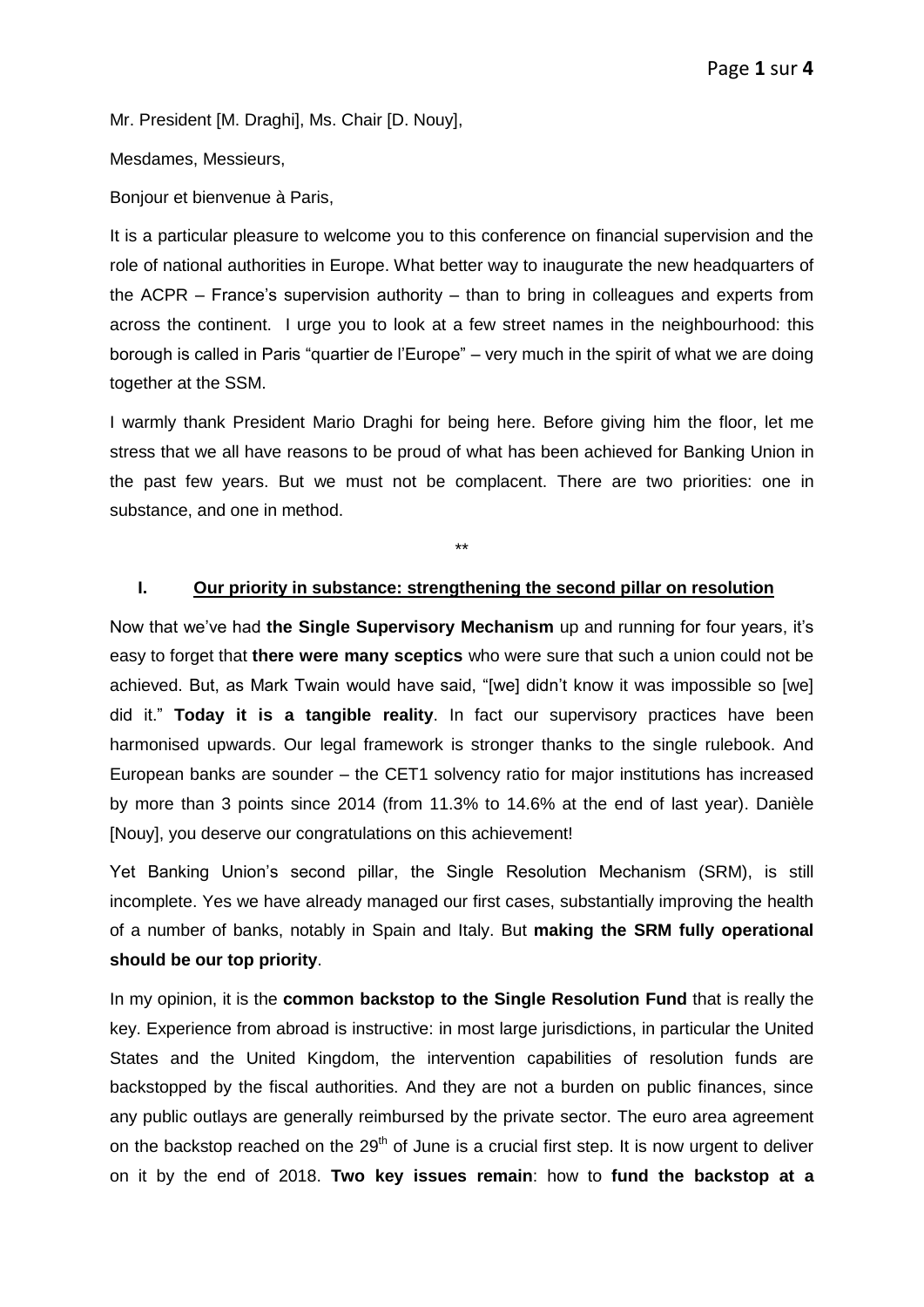Mr. President [M. Draghi], Ms. Chair [D. Nouy],

Mesdames, Messieurs,

Bonjour et bienvenue à Paris,

It is a particular pleasure to welcome you to this conference on financial supervision and the role of national authorities in Europe. What better way to inaugurate the new headquarters of the ACPR – France's supervision authority – than to bring in colleagues and experts from across the continent. I urge you to look at a few street names in the neighbourhood: this borough is called in Paris "quartier de l'Europe" – very much in the spirit of what we are doing together at the SSM.

I warmly thank President Mario Draghi for being here. Before giving him the floor, let me stress that we all have reasons to be proud of what has been achieved for Banking Union in the past few years. But we must not be complacent. There are two priorities: one in substance, and one in method.

**

## I. Our priority in substance: strengthening the second pillar on resolution

Now that we've had **the Single Supervisory Mechanism** up and running for four years, it's easy to forget that **there were many sceptics** who were sure that such a union could not be achieved. But, as Mark Twain would have said, "[we] didn't know it was impossible so [we] did it." **Today it is a tangible reality**. In fact our supervisory practices have been harmonised upwards. Our legal framework is stronger thanks to the single rulebook. And European banks are sounder – the CET1 solvency ratio for major institutions has increased by more than 3 points since 2014 (from 11.3% to 14.6% at the end of last year). Danièle [Nouy], you deserve our congratulations on this achievement!

Yet Banking Union's second pillar, the Single Resolution Mechanism (SRM), is still incomplete. Yes we have already managed our first cases, substantially improving the health of a number of banks, notably in Spain and Italy. But **making the SRM fully operational should be our top priority**.

In my opinion, it is the **common backstop to the Single Resolution Fund** that is really the key. Experience from abroad is instructive: in most large jurisdictions, in particular the United States and the United Kingdom, the intervention capabilities of resolution funds are backstopped by the fiscal authorities. And they are not a burden on public finances, since any public outlays are generally reimbursed by the private sector. The euro area agreement on the backstop reached on the 29th of June is a crucial first step. It is now urgent to deliver on it by the end of 2018. **Two key issues remain**: how to **fund the backstop at a**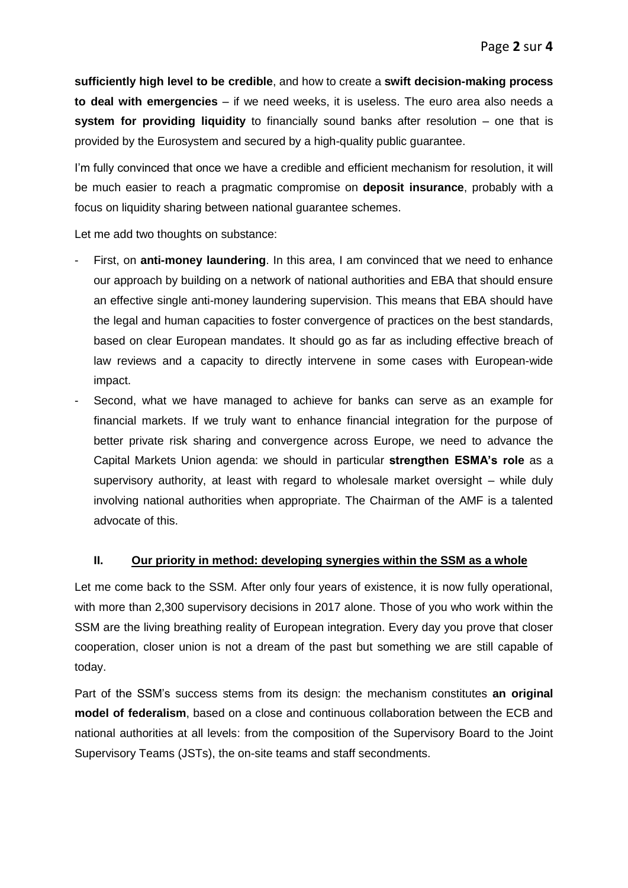**sufficiently high level to be credible**, and how to create a **swift decision-making process to deal with emergencies** – if we need weeks, it is useless. The euro area also needs a **system for providing liquidity** to financially sound banks after resolution – one that is provided by the Eurosystem and secured by a high-quality public guarantee.

I'm fully convinced that once we have a credible and efficient mechanism for resolution, it will be much easier to reach a pragmatic compromise on **deposit insurance**, probably with a focus on liquidity sharing between national guarantee schemes.

Let me add two thoughts on substance:

- First, on **anti-money laundering**. In this area, I am convinced that we need to enhance our approach by building on a network of national authorities and EBA that should ensure an effective single anti-money laundering supervision. This means that EBA should have the legal and human capacities to foster convergence of practices on the best standards, based on clear European mandates. It should go as far as including effective breach of law reviews and a capacity to directly intervene in some cases with European-wide impact.
- Second, what we have managed to achieve for banks can serve as an example for financial markets. If we truly want to enhance financial integration for the purpose of better private risk sharing and convergence across Europe, we need to advance the Capital Markets Union agenda: we should in particular **strengthen ESMA's role** as a supervisory authority, at least with regard to wholesale market oversight – while duly involving national authorities when appropriate. The Chairman of the AMF is a talented advocate of this.

## II. Our priority in method: developing synergies within the SSM as a whole

Let me come back to the SSM. After only four years of existence, it is now fully operational, with more than 2,300 supervisory decisions in 2017 alone. Those of you who work within the SSM are the living breathing reality of European integration. Every day you prove that closer cooperation, closer union is not a dream of the past but something we are still capable of today.

Part of the SSM's success stems from its design: the mechanism constitutes **an original model of federalism**, based on a close and continuous collaboration between the ECB and national authorities at all levels: from the composition of the Supervisory Board to the Joint Supervisory Teams (JSTs), the on-site teams and staff secondments.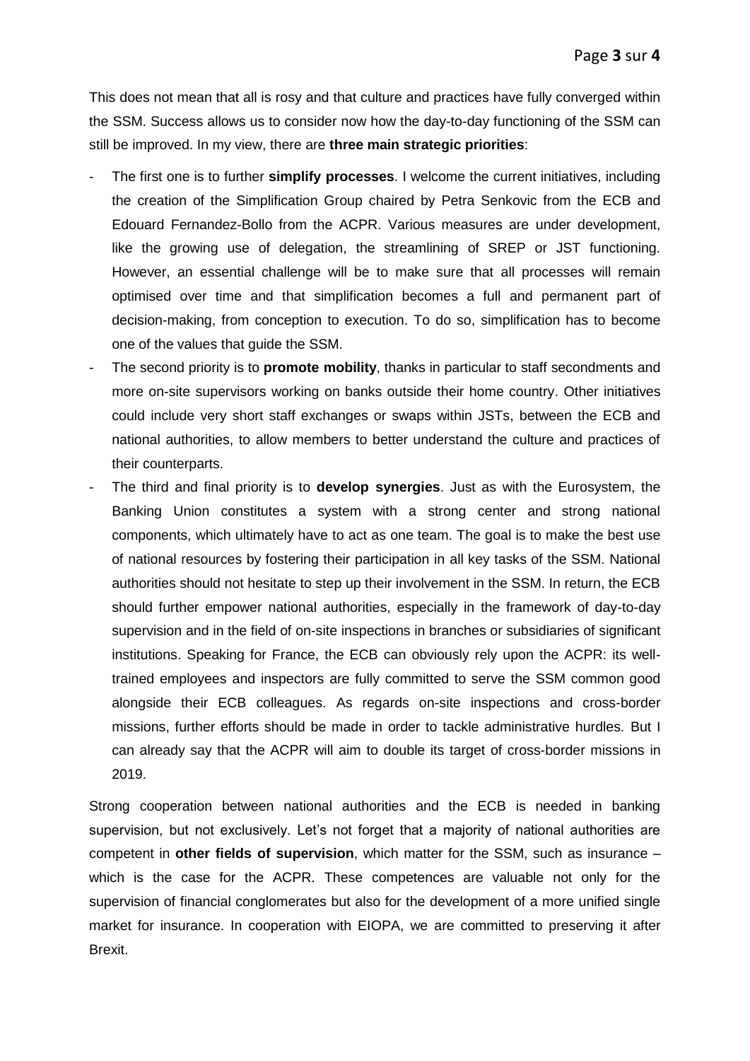This does not mean that all is rosy and that culture and practices have fully converged within the SSM. Success allows us to consider now how the day-to-day functioning of the SSM can still be improved. In my view, there are **three main strategic priorities**:

- The first one is to further **simplify processes**. I welcome the current initiatives, including the creation of the Simplification Group chaired by Petra Senkovic from the ECB and Edouard Fernandez-Bollo from the ACPR. Various measures are under development, like the growing use of delegation, the streamlining of SREP or JST functioning. However, an essential challenge will be to make sure that all processes will remain optimised over time and that simplification becomes a full and permanent part of decision-making, from conception to execution. To do so, simplification has to become one of the values that guide the SSM.
- The second priority is to **promote mobility**, thanks in particular to staff secondments and more on-site supervisors working on banks outside their home country. Other initiatives could include very short staff exchanges or swaps within JSTs, between the ECB and national authorities, to allow members to better understand the culture and practices of their counterparts.
- The third and final priority is to **develop synergies**. Just as with the Eurosystem, the Banking Union constitutes a system with a strong center and strong national components, which ultimately have to act as one team. The goal is to make the best use of national resources by fostering their participation in all key tasks of the SSM. National authorities should not hesitate to step up their involvement in the SSM. In return, the ECB should further empower national authorities, especially in the framework of day-to-day supervision and in the field of on-site inspections in branches or subsidiaries of significant institutions. Speaking for France, the ECB can obviously rely upon the ACPR: its well-trained employees and inspectors are fully committed to serve the SSM common good alongside their ECB colleagues. As regards on-site inspections and cross-border missions, further efforts should be made in order to tackle administrative hurdles. But I can already say that the ACPR will aim to double its target of cross-border missions in 2019.

Strong cooperation between national authorities and the ECB is needed in banking supervision, but not exclusively. Let's not forget that a majority of national authorities are competent in **other fields of supervision**, which matter for the SSM, such as insurance – which is the case for the ACPR. These competences are valuable not only for the supervision of financial conglomerates but also for the development of a more unified single market for insurance. In cooperation with EIOPA, we are committed to preserving it after Brexit.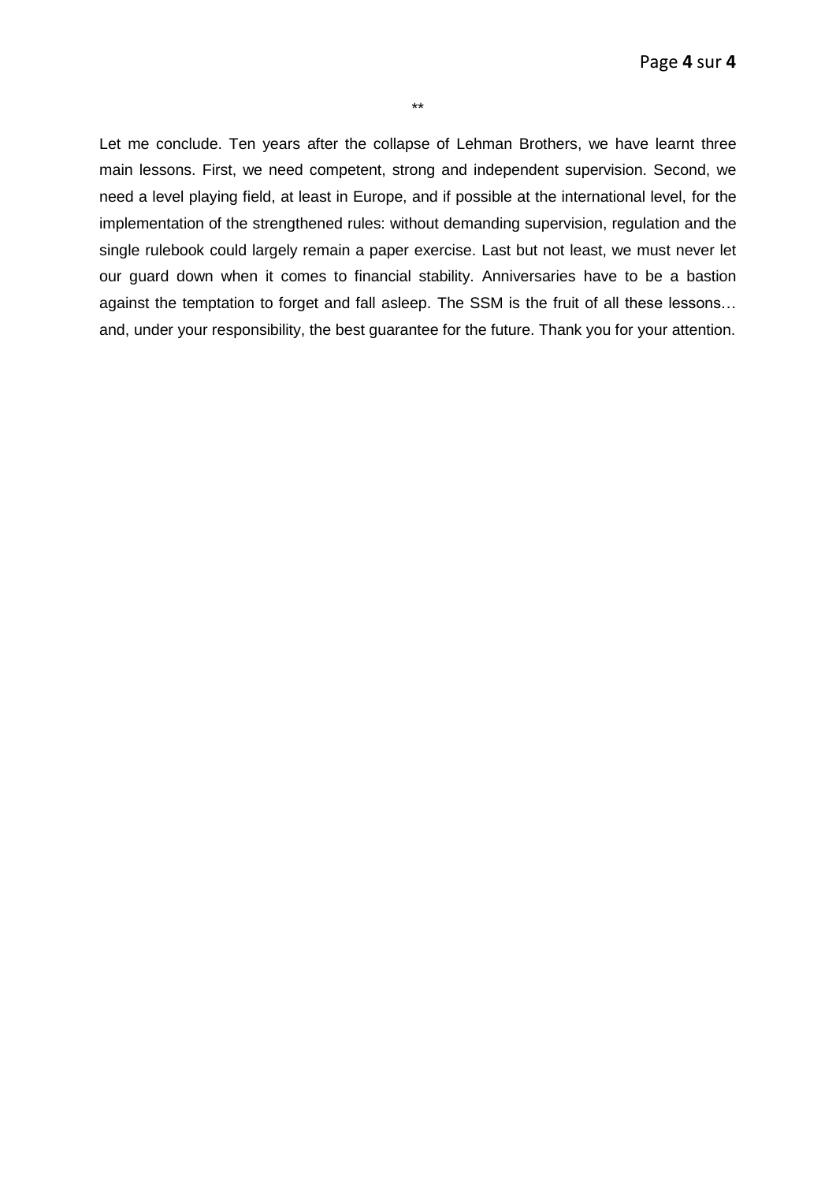**

Let me conclude. Ten years after the collapse of Lehman Brothers, we have learnt three main lessons. First, we need competent, strong and independent supervision. Second, we need a level playing field, at least in Europe, and if possible at the international level, for the implementation of the strengthened rules: without demanding supervision, regulation and the single rulebook could largely remain a paper exercise. Last but not least, we must never let our guard down when it comes to financial stability. Anniversaries have to be a bastion against the temptation to forget and fall asleep. The SSM is the fruit of all these lessons… and, under your responsibility, the best guarantee for the future. Thank you for your attention.